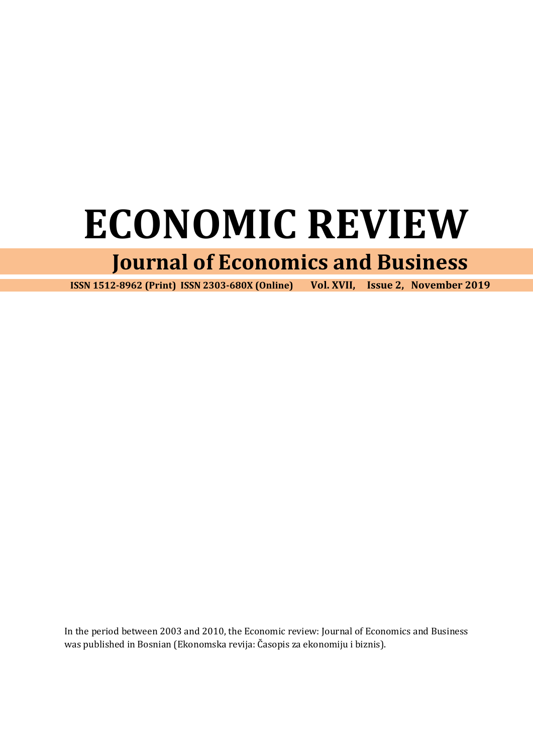# ECONOMIC REVIEW

## Journal of Economics and Business

**ISSN 1512-8962 (Print) ISSN 2303-680X (Online) Vol. XVII, Issue 2, November 2019**

In the period between 2003 and 2010, the Economic review: Journal of Economics and Business was published in Bosnian (Ekonomska revija: Časopis za ekonomiju i biznis).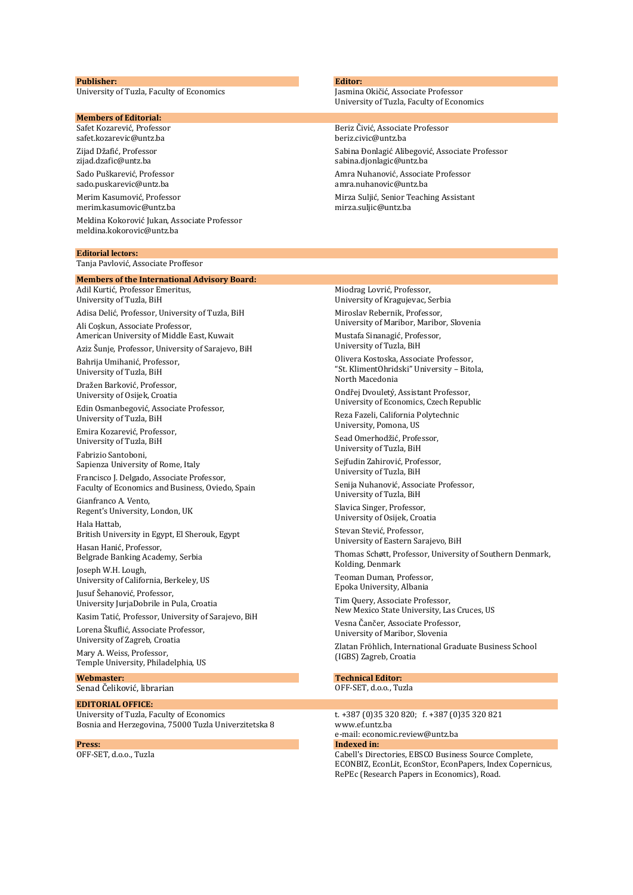**Publisher:**
University of Tuzla, Faculty of Economics

**Editor:**
Jasmina Okičić, Associate Professor
University of Tuzla, Faculty of Economics

**Members of Editorial:**

Safet Kozarević, Professor
safet.kozarevic@untz.ba

Zijad Džafić, Professor
zijad.dzafic@untz.ba

Sado Puškarević, Professor
sado.puskarevic@untz.ba

Merim Kasumović, Professor
merim.kasumovic@untz.ba

Meldina Kokorović Jukan, Associate Professor
meldina.kokorovic@untz.ba

Beriz Čivić, Associate Professor
beriz.civic@untz.ba

Sabina Đonlagić Alibegović, Associate Professor
sabina.djonlagic@untz.ba

Amra Nuhanović, Associate Professor
amra.nuhanovic@untz.ba

Mirza Suljić, Senior Teaching Assistant
mirza.suljic@untz.ba

**Editorial lectors:**
Tanja Pavlović, Associate Proffesor

**Members of the International Advisory Board:**

Adil Kurtić, Professor Emeritus,
University of Tuzla, BiH

Adisa Delić, Professor, University of Tuzla, BiH

Ali Coşkun, Associate Professor,
American University of Middle East, Kuwait

Aziz Šunje, Professor, University of Sarajevo, BiH

Bahrija Umihanić, Professor,
University of Tuzla, BiH

Dražen Barković, Professor,
University of Osijek, Croatia

Edin Osmanbegović, Associate Professor,
University of Tuzla, BiH

Emira Kozarević, Professor,
University of Tuzla, BiH

Fabrizio Santoboni,
Sapienza University of Rome, Italy

Francisco J. Delgado, Associate Professor,
Faculty of Economics and Business, Oviedo, Spain

Gianfranco A. Vento,
Regent's University, London, UK

Hala Hattab,
British University in Egypt, El Sherouk, Egypt

Hasan Hanić, Professor,
Belgrade Banking Academy, Serbia

Joseph W.H. Lough,
University of California, Berkeley, US

Jusuf Šehanović, Professor,
University JurjaDobrile in Pula, Croatia

Kasim Tatić, Professor, University of Sarajevo, BiH

Lorena Škuflić, Associate Professor,
University of Zagreb, Croatia

Mary A. Weiss, Professor,
Temple University, Philadelphia, US

Miodrag Lovrić, Professor,
University of Kragujevac, Serbia

Miroslav Rebernik, Professor,
University of Maribor, Maribor, Slovenia

Mustafa Sinanagić, Professor,
University of Tuzla, BiH

Olivera Kostoska, Associate Professor,
"St. KlimentOhridski" University – Bitola,
North Macedonia

Ondřej Dvouletý, Assistant Professor,
University of Economics, Czech Republic

Reza Fazeli, California Polytechnic
University, Pomona, US

Sead Omerhodžić, Professor,
University of Tuzla, BiH

Sejfudin Zahirović, Professor,
University of Tuzla, BiH

Senija Nuhanović, Associate Professor,
University of Tuzla, BiH

Slavica Singer, Professor,
University of Osijek, Croatia

Stevan Stević, Professor,
University of Eastern Sarajevo, BiH

Thomas Schøtt, Professor, University of Southern Denmark,
Kolding, Denmark

Teoman Duman, Professor,
Epoka University, Albania

Tim Query, Associate Professor,
New Mexico State University, Las Cruces, US

Vesna Čančer, Associate Professor,
University of Maribor, Slovenia

Zlatan Fröhlich, International Graduate Business School
(IGBS) Zagreb, Croatia

**Webmaster:**
Senad Čeliković, librarian

**Technical Editor:**
OFF-SET, d.o.o., Tuzla

**EDITORIAL OFFICE:**
University of Tuzla, Faculty of Economics
Bosnia and Herzegovina, 75000 Tuzla Univerzitetska 8

t. +387 (0)35 320 820; f. +387 (0)35 320 821
www.ef.untz.ba
e-mail: economic.review@untz.ba

**Press:**
OFF-SET, d.o.o., Tuzla

**Indexed in:**
Cabell's Directories, EBSCO Business Source Complete, ECONBIZ, EconLit, EconStor, EconPapers, Index Copernicus, RePEc (Research Papers in Economics), Road.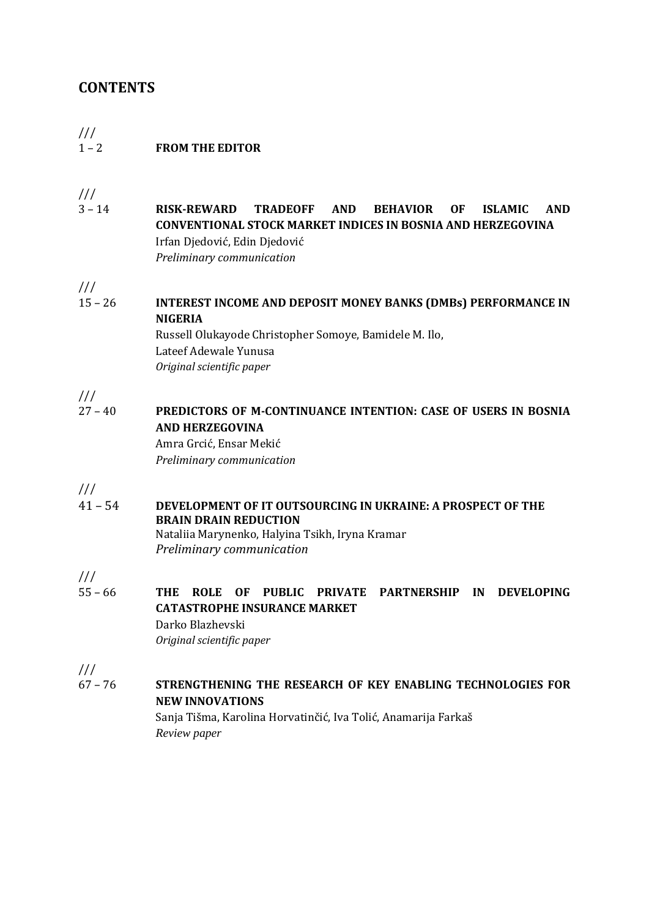# CONTENTS

///
1 – 2 **FROM THE EDITOR**

///
3 – 14 **RISK-REWARD TRADEOFF AND BEHAVIOR OF ISLAMIC AND CONVENTIONAL STOCK MARKET INDICES IN BOSNIA AND HERZEGOVINA**
Irfan Djedović, Edin Djedović
*Preliminary communication*

///
15 – 26 **INTEREST INCOME AND DEPOSIT MONEY BANKS (DMBs) PERFORMANCE IN NIGERIA**
Russell Olukayode Christopher Somoye, Bamidele M. Ilo,
Lateef Adewale Yunusa
*Original scientific paper*

///
27 – 40 **PREDICTORS OF M-CONTINUANCE INTENTION: CASE OF USERS IN BOSNIA AND HERZEGOVINA**
Amra Grcić, Ensar Mekić
*Preliminary communication*

///
41 – 54 **DEVELOPMENT OF IT OUTSOURCING IN UKRAINE: A PROSPECT OF THE BRAIN DRAIN REDUCTION**
Nataliia Marynenko, Halyina Tsikh, Iryna Kramar
*Preliminary communication*

///
55 – 66 **THE ROLE OF PUBLIC PRIVATE PARTNERSHIP IN DEVELOPING CATASTROPHE INSURANCE MARKET**
Darko Blazhevski
*Original scientific paper*

///
67 – 76 **STRENGTHENING THE RESEARCH OF KEY ENABLING TECHNOLOGIES FOR NEW INNOVATIONS**
Sanja Tišma, Karolina Horvatinčić, Iva Tolić, Anamarija Farkaš
*Review paper*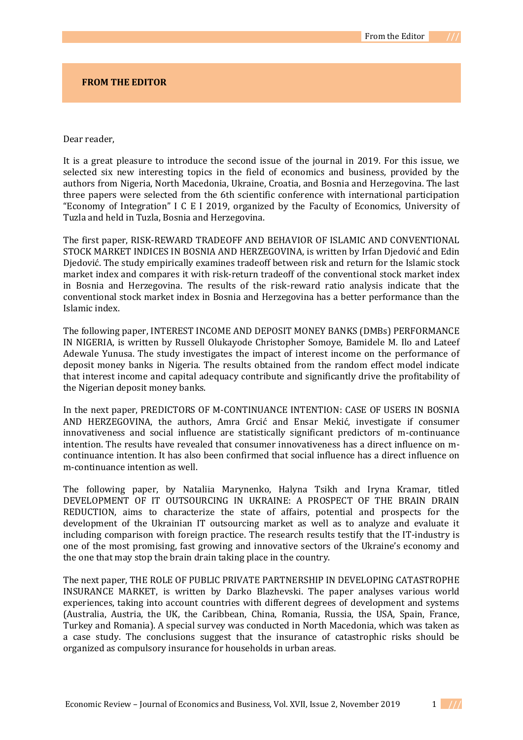# FROM THE EDITOR

Dear reader,

It is a great pleasure to introduce the second issue of the journal in 2019. For this issue, we selected six new interesting topics in the field of economics and business, provided by the authors from Nigeria, North Macedonia, Ukraine, Croatia, and Bosnia and Herzegovina. The last three papers were selected from the 6th scientific conference with international participation "Economy of Integration" I C E I 2019, organized by the Faculty of Economics, University of Tuzla and held in Tuzla, Bosnia and Herzegovina.

The first paper, RISK-REWARD TRADEOFF AND BEHAVIOR OF ISLAMIC AND CONVENTIONAL STOCK MARKET INDICES IN BOSNIA AND HERZEGOVINA, is written by Irfan Djedović and Edin Djedović. The study empirically examines tradeoff between risk and return for the Islamic stock market index and compares it with risk-return tradeoff of the conventional stock market index in Bosnia and Herzegovina. The results of the risk-reward ratio analysis indicate that the conventional stock market index in Bosnia and Herzegovina has a better performance than the Islamic index.

The following paper, INTEREST INCOME AND DEPOSIT MONEY BANKS (DMBs) PERFORMANCE IN NIGERIA, is written by Russell Olukayode Christopher Somoye, Bamidele M. Ilo and Lateef Adewale Yunusa. The study investigates the impact of interest income on the performance of deposit money banks in Nigeria. The results obtained from the random effect model indicate that interest income and capital adequacy contribute and significantly drive the profitability of the Nigerian deposit money banks.

In the next paper, PREDICTORS OF M-CONTINUANCE INTENTION: CASE OF USERS IN BOSNIA AND HERZEGOVINA, the authors, Amra Grcić and Ensar Mekić, investigate if consumer innovativeness and social influence are statistically significant predictors of m-continuance intention. The results have revealed that consumer innovativeness has a direct influence on m-continuance intention. It has also been confirmed that social influence has a direct influence on m-continuance intention as well.

The following paper, by Nataliia Marynenko, Halyna Tsikh and Iryna Kramar, titled DEVELOPMENT OF IT OUTSOURCING IN UKRAINE: A PROSPECT OF THE BRAIN DRAIN REDUCTION, aims to characterize the state of affairs, potential and prospects for the development of the Ukrainian IT outsourcing market as well as to analyze and evaluate it including comparison with foreign practice. The research results testify that the IT-industry is one of the most promising, fast growing and innovative sectors of the Ukraine's economy and the one that may stop the brain drain taking place in the country.

The next paper, THE ROLE OF PUBLIC PRIVATE PARTNERSHIP IN DEVELOPING CATASTROPHE INSURANCE MARKET, is written by Darko Blazhevski. The paper analyses various world experiences, taking into account countries with different degrees of development and systems (Australia, Austria, the UK, the Caribbean, China, Romania, Russia, the USA, Spain, France, Turkey and Romania). A special survey was conducted in North Macedonia, which was taken as a case study. The conclusions suggest that the insurance of catastrophic risks should be organized as compulsory insurance for households in urban areas.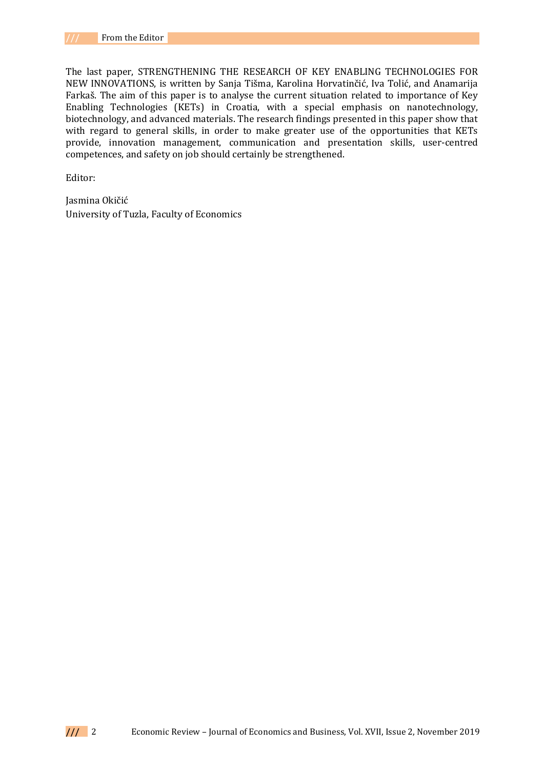The last paper, STRENGTHENING THE RESEARCH OF KEY ENABLING TECHNOLOGIES FOR NEW INNOVATIONS, is written by Sanja Tišma, Karolina Horvatinčić, Iva Tolić, and Anamarija Farkaš. The aim of this paper is to analyse the current situation related to importance of Key Enabling Technologies (KETs) in Croatia, with a special emphasis on nanotechnology, biotechnology, and advanced materials. The research findings presented in this paper show that with regard to general skills, in order to make greater use of the opportunities that KETs provide, innovation management, communication and presentation skills, user-centred competences, and safety on job should certainly be strengthened.

Editor:

Jasmina Okičić
University of Tuzla, Faculty of Economics